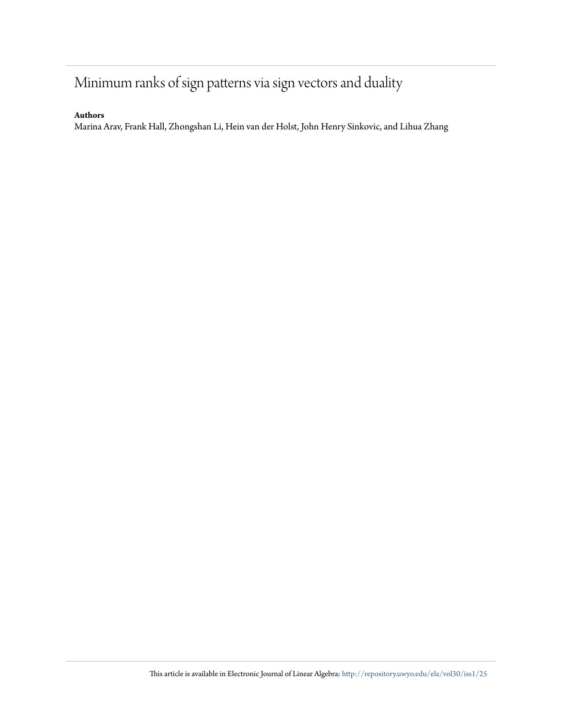# Minimum ranks of sign patterns via sign vectors and duality

**Authors**

Marina Arav, Frank Hall, Zhongshan Li, Hein van der Holst, John Henry Sinkovic, and Lihua Zhang

This article is available in Electronic Journal of Linear Algebra: http://repository.uwyo.edu/ela/vol30/iss1/25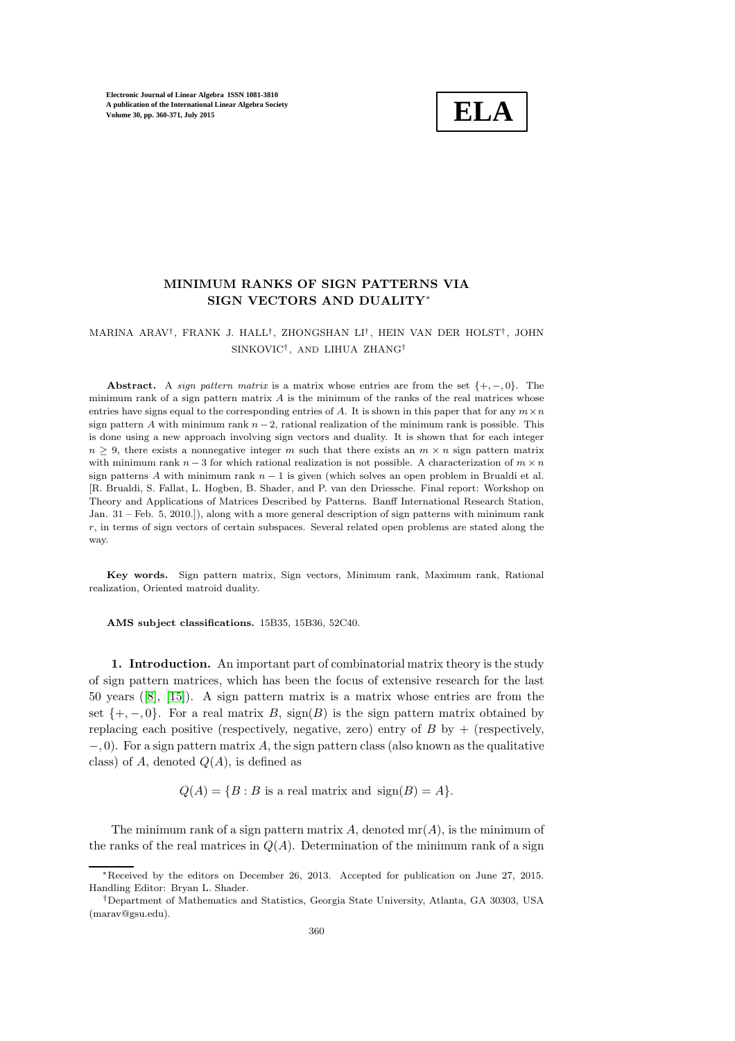# MINIMUM RANKS OF SIGN PATTERNS VIA SIGN VECTORS AND DUALITY*

MARINA ARAV†, FRANK J. HALL†, ZHONGSHAN LI†, HEIN VAN DER HOLST†, JOHN SINKOVIC†, AND LIHUA ZHANG†

**Abstract.** A *sign pattern matrix* is a matrix whose entries are from the set $\{+, -, 0\}$. The minimum rank of a sign pattern matrix $A$ is the minimum of the ranks of the real matrices whose entries have signs equal to the corresponding entries of $A$. It is shown in this paper that for any $m \times n$ sign pattern $A$ with minimum rank $n - 2$, rational realization of the minimum rank is possible. This is done using a new approach involving sign vectors and duality. It is shown that for each integer $n \geq 9$, there exists a nonnegative integer $m$ such that there exists an $m \times n$ sign pattern matrix with minimum rank $n - 3$ for which rational realization is not possible. A characterization of $m \times n$ sign patterns $A$ with minimum rank $n - 1$ is given (which solves an open problem in Brualdi et al. [R. Brualdi, S. Fallat, L. Hogben, B. Shader, and P. van den Driessche. Final report: Workshop on Theory and Applications of Matrices Described by Patterns. Banff International Research Station, Jan. 31 – Feb. 5, 2010.]), along with a more general description of sign patterns with minimum rank $r$, in terms of sign vectors of certain subspaces. Several related open problems are stated along the way.

**Key words.** Sign pattern matrix, Sign vectors, Minimum rank, Maximum rank, Rational realization, Oriented matroid duality.

**AMS subject classifications.** 15B35, 15B36, 52C40.

**1. Introduction.** An important part of combinatorial matrix theory is the study of sign pattern matrices, which has been the focus of extensive research for the last 50 years ([8], [15]). A sign pattern matrix is a matrix whose entries are from the set $\{+, -, 0\}$. For a real matrix $B$, $\text{sign}(B)$ is the sign pattern matrix obtained by replacing each positive (respectively, negative, zero) entry of $B$ by $+$ (respectively, $-$, $0$). For a sign pattern matrix $A$, the sign pattern class (also known as the qualitative class) of $A$, denoted $Q(A)$, is defined as

$$Q(A) = \{B : B \text{ is a real matrix and } \text{sign}(B) = A\}.$$

The minimum rank of a sign pattern matrix $A$, denoted $\text{mr}(A)$, is the minimum of the ranks of the real matrices in $Q(A)$. Determination of the minimum rank of a sign

*Received by the editors on December 26, 2013. Accepted for publication on June 27, 2015. Handling Editor: Bryan L. Shader.

†Department of Mathematics and Statistics, Georgia State University, Atlanta, GA 30303, USA (marav@gsu.edu).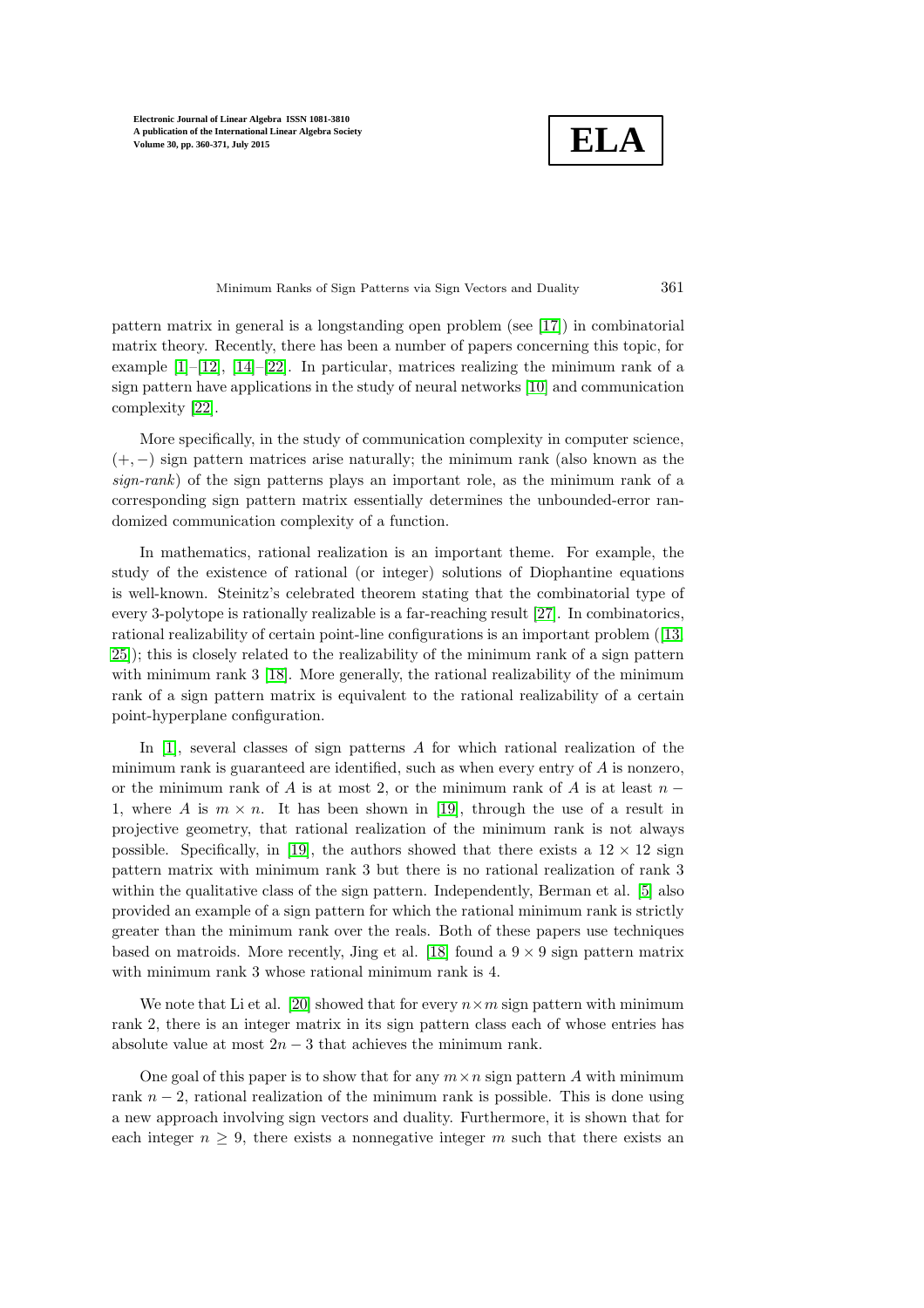pattern matrix in general is a longstanding open problem (see [17]) in combinatorial matrix theory. Recently, there has been a number of papers concerning this topic, for example [1]–[12], [14]–[22]. In particular, matrices realizing the minimum rank of a sign pattern have applications in the study of neural networks [10] and communication complexity [22].

More specifically, in the study of communication complexity in computer science, $(+,-)$ sign pattern matrices arise naturally; the minimum rank (also known as the *sign-rank*) of the sign patterns plays an important role, as the minimum rank of a corresponding sign pattern matrix essentially determines the unbounded-error randomized communication complexity of a function.

In mathematics, rational realization is an important theme. For example, the study of the existence of rational (or integer) solutions of Diophantine equations is well-known. Steinitz's celebrated theorem stating that the combinatorial type of every 3-polytope is rationally realizable is a far-reaching result [27]. In combinatorics, rational realizability of certain point-line configurations is an important problem ([13, 25]); this is closely related to the realizability of the minimum rank of a sign pattern with minimum rank 3 [18]. More generally, the rational realizability of the minimum rank of a sign pattern matrix is equivalent to the rational realizability of a certain point-hyperplane configuration.

In [1], several classes of sign patterns $A$ for which rational realization of the minimum rank is guaranteed are identified, such as when every entry of $A$ is nonzero, or the minimum rank of $A$ is at most 2, or the minimum rank of $A$ is at least $n-1$, where $A$ is $m \times n$. It has been shown in [19], through the use of a result in projective geometry, that rational realization of the minimum rank is not always possible. Specifically, in [19], the authors showed that there exists a $12 \times 12$ sign pattern matrix with minimum rank 3 but there is no rational realization of rank 3 within the qualitative class of the sign pattern. Independently, Berman et al. [5] also provided an example of a sign pattern for which the rational minimum rank is strictly greater than the minimum rank over the reals. Both of these papers use techniques based on matroids. More recently, Jing et al. [18] found a $9 \times 9$ sign pattern matrix with minimum rank 3 whose rational minimum rank is 4.

We note that Li et al. [20] showed that for every $n \times m$ sign pattern with minimum rank 2, there is an integer matrix in its sign pattern class each of whose entries has absolute value at most $2n-3$ that achieves the minimum rank.

One goal of this paper is to show that for any $m \times n$ sign pattern $A$ with minimum rank $n-2$, rational realization of the minimum rank is possible. This is done using a new approach involving sign vectors and duality. Furthermore, it is shown that for each integer $n \geq 9$, there exists a nonnegative integer $m$ such that there exists an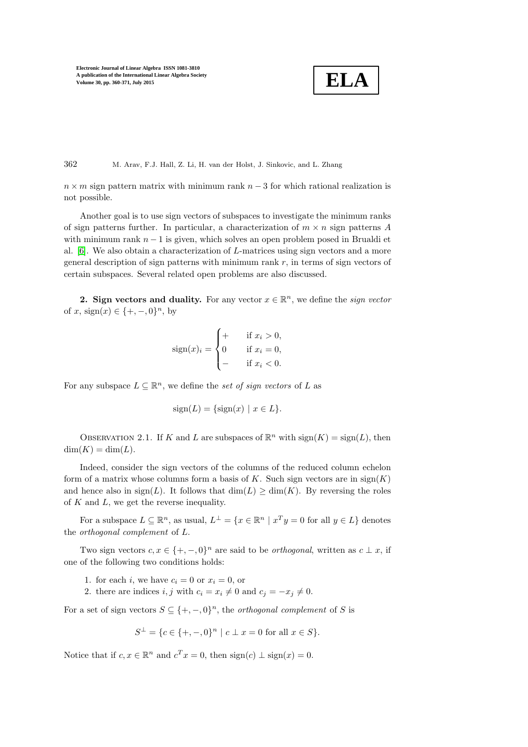$n \times m$ sign pattern matrix with minimum rank $n-3$ for which rational realization is not possible.

Another goal is to use sign vectors of subspaces to investigate the minimum ranks of sign patterns further. In particular, a characterization of $m \times n$ sign patterns $A$ with minimum rank $n-1$ is given, which solves an open problem posed in Brualdi et al. [6]. We also obtain a characterization of $L$-matrices using sign vectors and a more general description of sign patterns with minimum rank $r$, in terms of sign vectors of certain subspaces. Several related open problems are also discussed.

**2. Sign vectors and duality.** For any vector $x \in \mathbb{R}^n$, we define the *sign vector* of $x$, $\operatorname{sign}(x) \in \{+,-,0\}^n$, by

$$\operatorname{sign}(x)_i = \begin{cases} + & \text{if } x_i > 0, \\ 0 & \text{if } x_i = 0, \\ - & \text{if } x_i < 0. \end{cases}$$

For any subspace $L \subseteq \mathbb{R}^n$, we define the *set of sign vectors* of $L$ as

$$\operatorname{sign}(L) = \{\operatorname{sign}(x) \mid x \in L\}.$$

Observation 2.1. If $K$ and $L$ are subspaces of $\mathbb{R}^n$ with $\operatorname{sign}(K) = \operatorname{sign}(L)$, then $\dim(K) = \dim(L)$.

Indeed, consider the sign vectors of the columns of the reduced column echelon form of a matrix whose columns form a basis of $K$. Such sign vectors are in $\operatorname{sign}(K)$ and hence also in $\operatorname{sign}(L)$. It follows that $\dim(L) \geq \dim(K)$. By reversing the roles of $K$ and $L$, we get the reverse inequality.

For a subspace $L \subseteq \mathbb{R}^n$, as usual, $L^\perp = \{x \in \mathbb{R}^n \mid x^T y = 0 \text{ for all } y \in L\}$ denotes the *orthogonal complement* of $L$.

Two sign vectors $c, x \in \{+,-,0\}^n$ are said to be *orthogonal*, written as $c \perp x$, if one of the following two conditions holds:

1. for each $i$, we have $c_i = 0$ or $x_i = 0$, or
2. there are indices $i, j$ with $c_i = x_i \neq 0$ and $c_j = -x_j \neq 0$.

For a set of sign vectors $S \subseteq \{+,-,0\}^n$, the *orthogonal complement* of $S$ is

$$S^\perp = \{c \in \{+,-,0\}^n \mid c \perp x = 0 \text{ for all } x \in S\}.$$

Notice that if $c, x \in \mathbb{R}^n$ and $c^T x = 0$, then $\operatorname{sign}(c) \perp \operatorname{sign}(x) = 0$.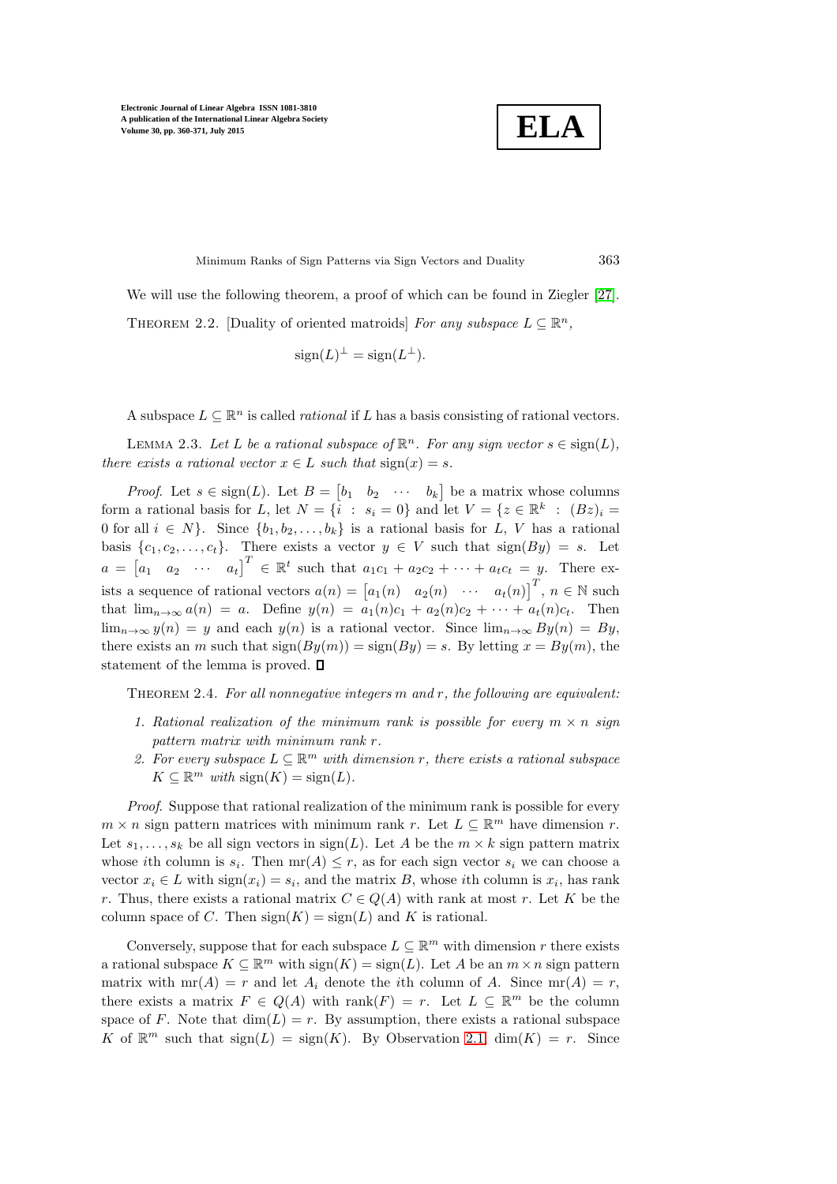We will use the following theorem, a proof of which can be found in Ziegler [27].

Theorem 2.2. [Duality of oriented matroids] *For any subspace $L \subseteq \mathbb{R}^n$,*

$$\operatorname{sign}(L)^\perp = \operatorname{sign}(L^\perp).$$

A subspace $L \subseteq \mathbb{R}^n$ is called *rational* if $L$ has a basis consisting of rational vectors.

Lemma 2.3. *Let $L$ be a rational subspace of $\mathbb{R}^n$. For any sign vector $s \in \operatorname{sign}(L)$, there exists a rational vector $x \in L$ such that $\operatorname{sign}(x) = s$.*

*Proof.* Let $s \in \operatorname{sign}(L)$. Let $B = \begin{bmatrix} b_1 & b_2 & \cdots & b_k \end{bmatrix}$ be a matrix whose columns form a rational basis for $L$, let $N = \{i \ : \ s_i = 0\}$ and let $V = \{z \in \mathbb{R}^k \ : \ (Bz)_i = 0 \text{ for all } i \in N\}$. Since $\{b_1, b_2, \ldots, b_k\}$ is a rational basis for $L$, $V$ has a rational basis $\{c_1, c_2, \ldots, c_t\}$. There exists a vector $y \in V$ such that $\operatorname{sign}(By) = s$. Let $a = \begin{bmatrix} a_1 & a_2 & \cdots & a_t \end{bmatrix}^T \in \mathbb{R}^t$ such that $a_1 c_1 + a_2 c_2 + \cdots + a_t c_t = y$. There exists a sequence of rational vectors $a(n) = \begin{bmatrix} a_1(n) & a_2(n) & \cdots & a_t(n) \end{bmatrix}^T$, $n \in \mathbb{N}$ such that $\lim_{n \to \infty} a(n) = a$. Define $y(n) = a_1(n)c_1 + a_2(n)c_2 + \cdots + a_t(n)c_t$. Then $\lim_{n\to\infty} y(n) = y$ and each $y(n)$ is a rational vector. Since $\lim_{n\to\infty} By(n) = By$, there exists an $m$ such that $\operatorname{sign}(By(m)) = \operatorname{sign}(By) = s$. By letting $x = By(m)$, the statement of the lemma is proved. ∎

Theorem 2.4. *For all nonnegative integers $m$ and $r$, the following are equivalent:*

1. *Rational realization of the minimum rank is possible for every $m \times n$ sign pattern matrix with minimum rank $r$.*
2. *For every subspace $L \subseteq \mathbb{R}^m$ with dimension $r$, there exists a rational subspace $K \subseteq \mathbb{R}^m$ with $\operatorname{sign}(K) = \operatorname{sign}(L)$.*

*Proof.* Suppose that rational realization of the minimum rank is possible for every $m \times n$ sign pattern matrices with minimum rank $r$. Let $L \subseteq \mathbb{R}^m$ have dimension $r$. Let $s_1, \ldots, s_k$ be all sign vectors in $\operatorname{sign}(L)$. Let $A$ be the $m \times k$ sign pattern matrix whose $i$th column is $s_i$. Then $\operatorname{mr}(A) \leq r$, as for each sign vector $s_i$ we can choose a vector $x_i \in L$ with $\operatorname{sign}(x_i) = s_i$, and the matrix $B$, whose $i$th column is $x_i$, has rank $r$. Thus, there exists a rational matrix $C \in Q(A)$ with rank at most $r$. Let $K$ be the column space of $C$. Then $\operatorname{sign}(K) = \operatorname{sign}(L)$ and $K$ is rational.

Conversely, suppose that for each subspace $L \subseteq \mathbb{R}^m$ with dimension $r$ there exists a rational subspace $K \subseteq \mathbb{R}^m$ with $\operatorname{sign}(K) = \operatorname{sign}(L)$. Let $A$ be an $m \times n$ sign pattern matrix with $\operatorname{mr}(A) = r$ and let $A_i$ denote the $i$th column of $A$. Since $\operatorname{mr}(A) = r$, there exists a matrix $F \in Q(A)$ with $\operatorname{rank}(F) = r$. Let $L \subseteq \mathbb{R}^m$ be the column space of $F$. Note that $\dim(L) = r$. By assumption, there exists a rational subspace $K$ of $\mathbb{R}^m$ such that $\operatorname{sign}(L) = \operatorname{sign}(K)$. By Observation 2.1, $\dim(K) = r$. Since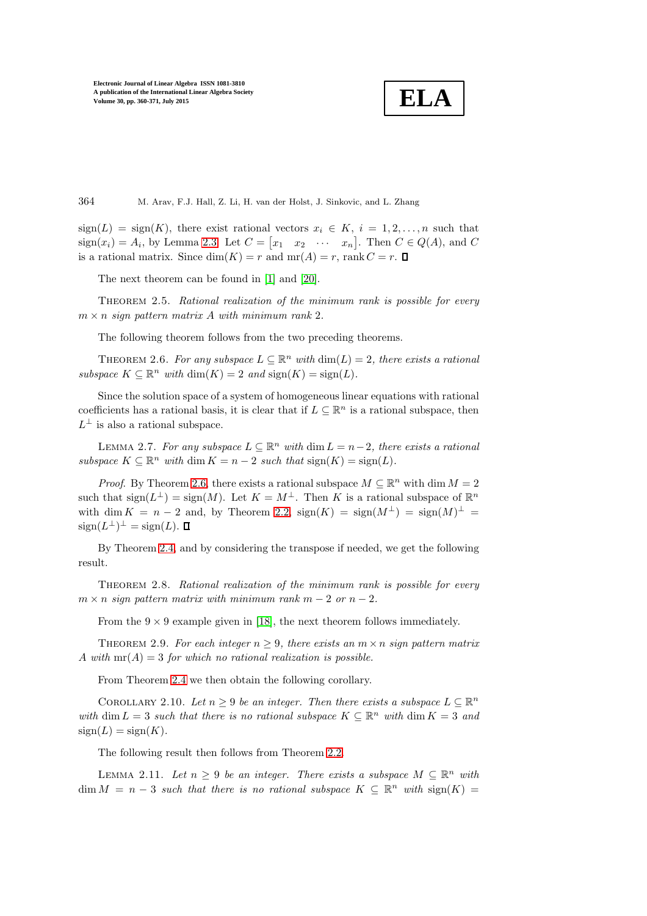$\operatorname{sign}(L) = \operatorname{sign}(K)$, there exist rational vectors $x_i \in K$, $i = 1, 2, \ldots, n$ such that $\operatorname{sign}(x_i) = A_i$, by Lemma 2.3. Let $C = \begin{bmatrix} x_1 & x_2 & \cdots & x_n \end{bmatrix}$. Then $C \in Q(A)$, and $C$ is a rational matrix. Since $\dim(K) = r$ and $\operatorname{mr}(A) = r$, $\operatorname{rank} C = r$. ∎

The next theorem can be found in [1] and [20].

Theorem 2.5. *Rational realization of the minimum rank is possible for every $m \times n$ sign pattern matrix $A$ with minimum rank 2.*

The following theorem follows from the two preceding theorems.

Theorem 2.6. *For any subspace $L \subseteq \mathbb{R}^n$ with $\dim(L) = 2$, there exists a rational subspace $K \subseteq \mathbb{R}^n$ with $\dim(K) = 2$ and $\operatorname{sign}(K) = \operatorname{sign}(L)$.*

Since the solution space of a system of homogeneous linear equations with rational coefficients has a rational basis, it is clear that if $L \subseteq \mathbb{R}^n$ is a rational subspace, then $L^{\perp}$ is also a rational subspace.

Lemma 2.7. *For any subspace $L \subseteq \mathbb{R}^n$ with $\dim L = n-2$, there exists a rational subspace $K \subseteq \mathbb{R}^n$ with $\dim K = n-2$ such that $\operatorname{sign}(K) = \operatorname{sign}(L)$.*

*Proof.* By Theorem 2.6, there exists a rational subspace $M \subseteq \mathbb{R}^n$ with $\dim M = 2$ such that $\operatorname{sign}(L^{\perp}) = \operatorname{sign}(M)$. Let $K = M^{\perp}$. Then $K$ is a rational subspace of $\mathbb{R}^n$ with $\dim K = n-2$ and, by Theorem 2.2, $\operatorname{sign}(K) = \operatorname{sign}(M^{\perp}) = \operatorname{sign}(M)^{\perp} = \operatorname{sign}(L^{\perp})^{\perp} = \operatorname{sign}(L)$. ∎

By Theorem 2.4, and by considering the transpose if needed, we get the following result.

Theorem 2.8. *Rational realization of the minimum rank is possible for every $m \times n$ sign pattern matrix with minimum rank $m-2$ or $n-2$.*

From the $9 \times 9$ example given in [18], the next theorem follows immediately.

Theorem 2.9. *For each integer $n \geq 9$, there exists an $m \times n$ sign pattern matrix $A$ with $\operatorname{mr}(A) = 3$ for which no rational realization is possible.*

From Theorem 2.4 we then obtain the following corollary.

Corollary 2.10. *Let $n \geq 9$ be an integer. Then there exists a subspace $L \subseteq \mathbb{R}^n$ with $\dim L = 3$ such that there is no rational subspace $K \subseteq \mathbb{R}^n$ with $\dim K = 3$ and $\operatorname{sign}(L) = \operatorname{sign}(K)$.*

The following result then follows from Theorem 2.2.

Lemma 2.11. *Let $n \geq 9$ be an integer. There exists a subspace $M \subseteq \mathbb{R}^n$ with $\dim M = n-3$ such that there is no rational subspace $K \subseteq \mathbb{R}^n$ with $\operatorname{sign}(K) =$*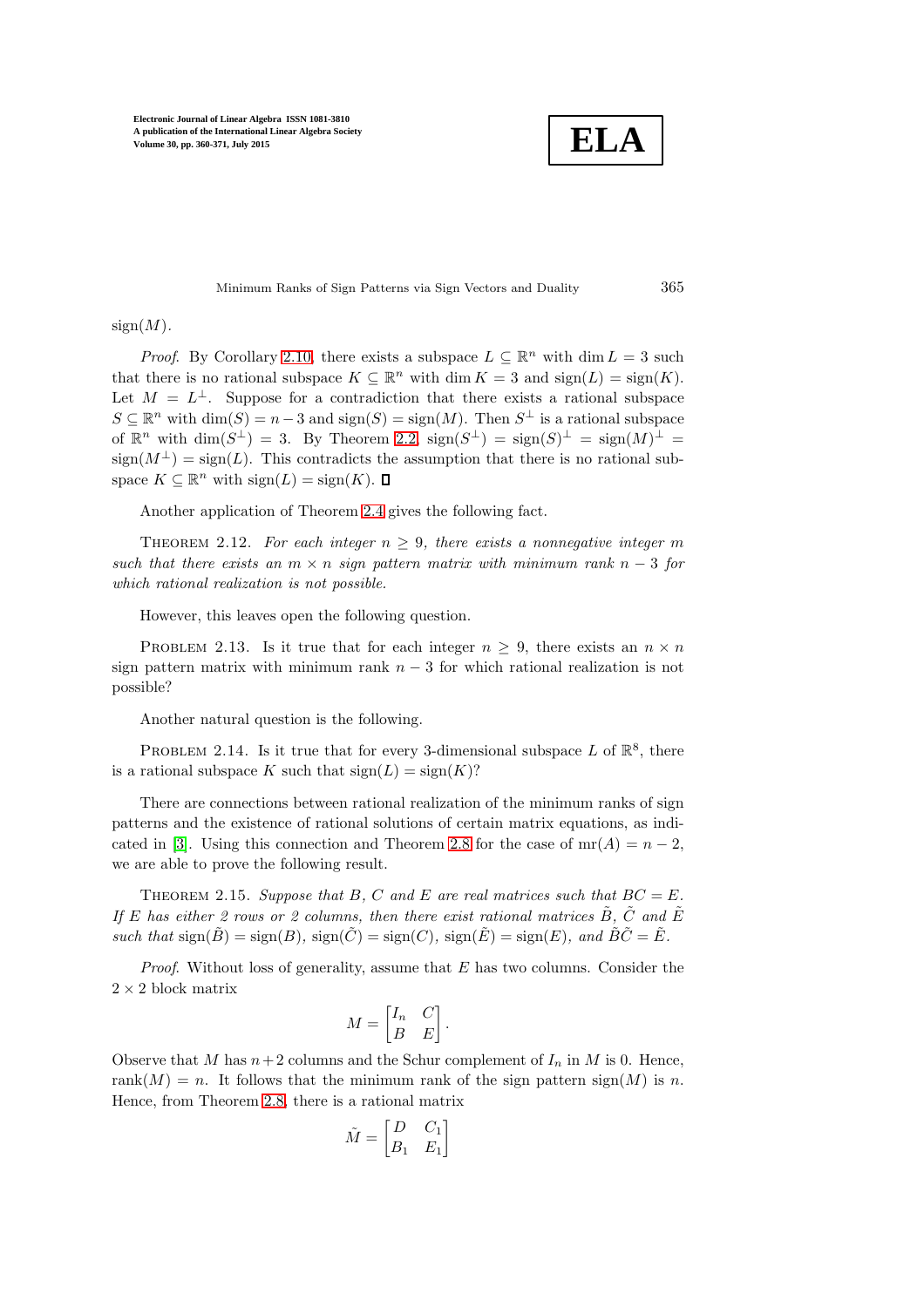$\operatorname{sign}(M)$.

*Proof.* By Corollary 2.10, there exists a subspace $L \subseteq \mathbb{R}^n$ with $\dim L = 3$ such that there is no rational subspace $K \subseteq \mathbb{R}^n$ with $\dim K = 3$ and $\operatorname{sign}(L) = \operatorname{sign}(K)$. Let $M = L^{\perp}$. Suppose for a contradiction that there exists a rational subspace $S \subseteq \mathbb{R}^n$ with $\dim(S) = n-3$ and $\operatorname{sign}(S) = \operatorname{sign}(M)$. Then $S^{\perp}$ is a rational subspace of $\mathbb{R}^n$ with $\dim(S^{\perp}) = 3$. By Theorem 2.2, $\operatorname{sign}(S^{\perp}) = \operatorname{sign}(S)^{\perp} = \operatorname{sign}(M)^{\perp} = \operatorname{sign}(M^{\perp}) = \operatorname{sign}(L)$. This contradicts the assumption that there is no rational subspace $K \subseteq \mathbb{R}^n$ with $\operatorname{sign}(L) = \operatorname{sign}(K)$. ∎

Another application of Theorem 2.4 gives the following fact.

THEOREM 2.12. *For each integer $n \geq 9$, there exists a nonnegative integer $m$ such that there exists an $m \times n$ sign pattern matrix with minimum rank $n-3$ for which rational realization is not possible.*

However, this leaves open the following question.

PROBLEM 2.13. Is it true that for each integer $n \geq 9$, there exists an $n \times n$ sign pattern matrix with minimum rank $n-3$ for which rational realization is not possible?

Another natural question is the following.

PROBLEM 2.14. Is it true that for every 3-dimensional subspace $L$ of $\mathbb{R}^8$, there is a rational subspace $K$ such that $\operatorname{sign}(L) = \operatorname{sign}(K)$?

There are connections between rational realization of the minimum ranks of sign patterns and the existence of rational solutions of certain matrix equations, as indicated in [3]. Using this connection and Theorem 2.8 for the case of $\operatorname{mr}(A) = n-2$, we are able to prove the following result.

THEOREM 2.15. *Suppose that $B$, $C$ and $E$ are real matrices such that $BC = E$. If $E$ has either 2 rows or 2 columns, then there exist rational matrices $\tilde{B}$, $\tilde{C}$ and $\tilde{E}$ such that $\operatorname{sign}(\tilde{B}) = \operatorname{sign}(B)$, $\operatorname{sign}(\tilde{C}) = \operatorname{sign}(C)$, $\operatorname{sign}(\tilde{E}) = \operatorname{sign}(E)$, and $\tilde{B}\tilde{C} = \tilde{E}$.*

*Proof.* Without loss of generality, assume that $E$ has two columns. Consider the $2 \times 2$ block matrix

$$M = \begin{bmatrix} I_n & C \\ B & E \end{bmatrix}.$$

Observe that $M$ has $n+2$ columns and the Schur complement of $I_n$ in $M$ is 0. Hence, $\operatorname{rank}(M) = n$. It follows that the minimum rank of the sign pattern $\operatorname{sign}(M)$ is $n$. Hence, from Theorem 2.8, there is a rational matrix

$$\tilde{M} = \begin{bmatrix} D & C_1 \\ B_1 & E_1 \end{bmatrix}$$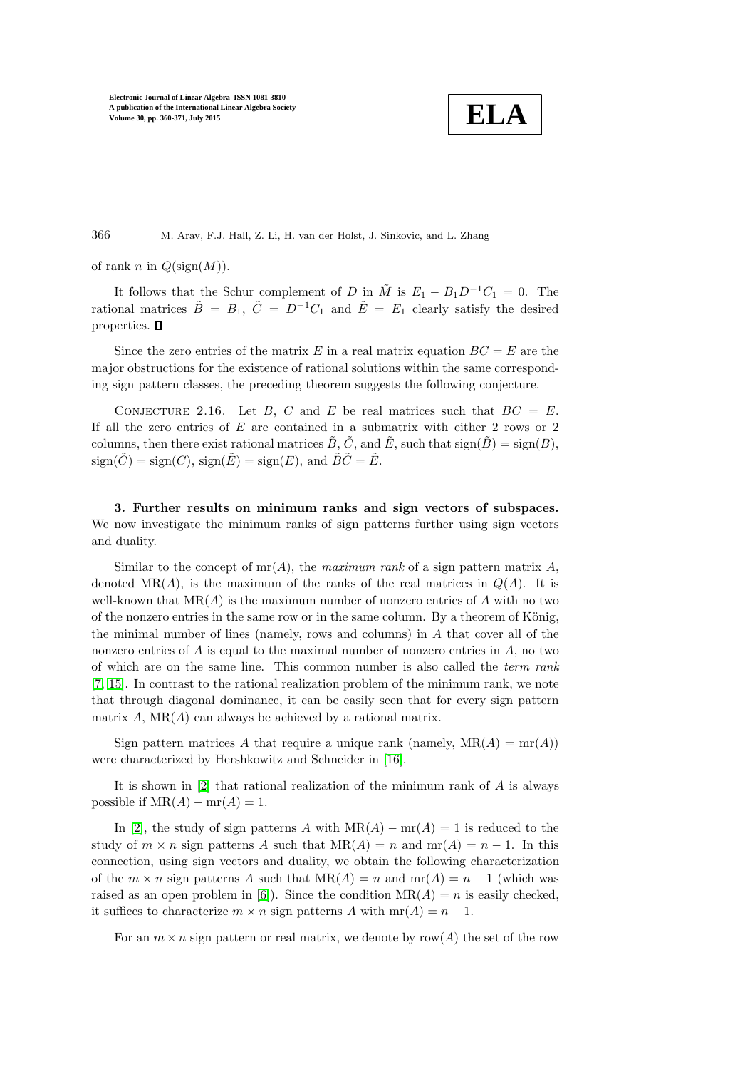of rank $n$ in $Q(\text{sign}(M))$.

It follows that the Schur complement of $D$ in $\tilde{M}$ is $E_1 - B_1 D^{-1} C_1 = 0$. The rational matrices $\tilde{B} = B_1$, $\tilde{C} = D^{-1}C_1$ and $\tilde{E} = E_1$ clearly satisfy the desired properties. ∎

Since the zero entries of the matrix $E$ in a real matrix equation $BC = E$ are the major obstructions for the existence of rational solutions within the same corresponding sign pattern classes, the preceding theorem suggests the following conjecture.

Conjecture 2.16. Let $B$, $C$ and $E$ be real matrices such that $BC = E$. If all the zero entries of $E$ are contained in a submatrix with either 2 rows or 2 columns, then there exist rational matrices $\tilde{B}$, $\tilde{C}$, and $\tilde{E}$, such that $\text{sign}(\tilde{B}) = \text{sign}(B)$, $\text{sign}(\tilde{C}) = \text{sign}(C)$, $\text{sign}(\tilde{E}) = \text{sign}(E)$, and $\tilde{B}\tilde{C} = \tilde{E}$.

## 3. Further results on minimum ranks and sign vectors of subspaces.

We now investigate the minimum ranks of sign patterns further using sign vectors and duality.

Similar to the concept of $\text{mr}(A)$, the *maximum rank* of a sign pattern matrix $A$, denoted $\text{MR}(A)$, is the maximum of the ranks of the real matrices in $Q(A)$. It is well-known that $\text{MR}(A)$ is the maximum number of nonzero entries of $A$ with no two of the nonzero entries in the same row or in the same column. By a theorem of König, the minimal number of lines (namely, rows and columns) in $A$ that cover all of the nonzero entries of $A$ is equal to the maximal number of nonzero entries in $A$, no two of which are on the same line. This common number is also called the *term rank* [7, 15]. In contrast to the rational realization problem of the minimum rank, we note that through diagonal dominance, it can be easily seen that for every sign pattern matrix $A$, $\text{MR}(A)$ can always be achieved by a rational matrix.

Sign pattern matrices $A$ that require a unique rank (namely, $\text{MR}(A) = \text{mr}(A)$) were characterized by Hershkowitz and Schneider in [16].

It is shown in [2] that rational realization of the minimum rank of $A$ is always possible if $\text{MR}(A) - \text{mr}(A) = 1$.

In [2], the study of sign patterns $A$ with $\text{MR}(A) - \text{mr}(A) = 1$ is reduced to the study of $m \times n$ sign patterns $A$ such that $\text{MR}(A) = n$ and $\text{mr}(A) = n - 1$. In this connection, using sign vectors and duality, we obtain the following characterization of the $m \times n$ sign patterns $A$ such that $\text{MR}(A) = n$ and $\text{mr}(A) = n - 1$ (which was raised as an open problem in [6]). Since the condition $\text{MR}(A) = n$ is easily checked, it suffices to characterize $m \times n$ sign patterns $A$ with $\text{mr}(A) = n - 1$.

For an $m \times n$ sign pattern or real matrix, we denote by $\text{row}(A)$ the set of the row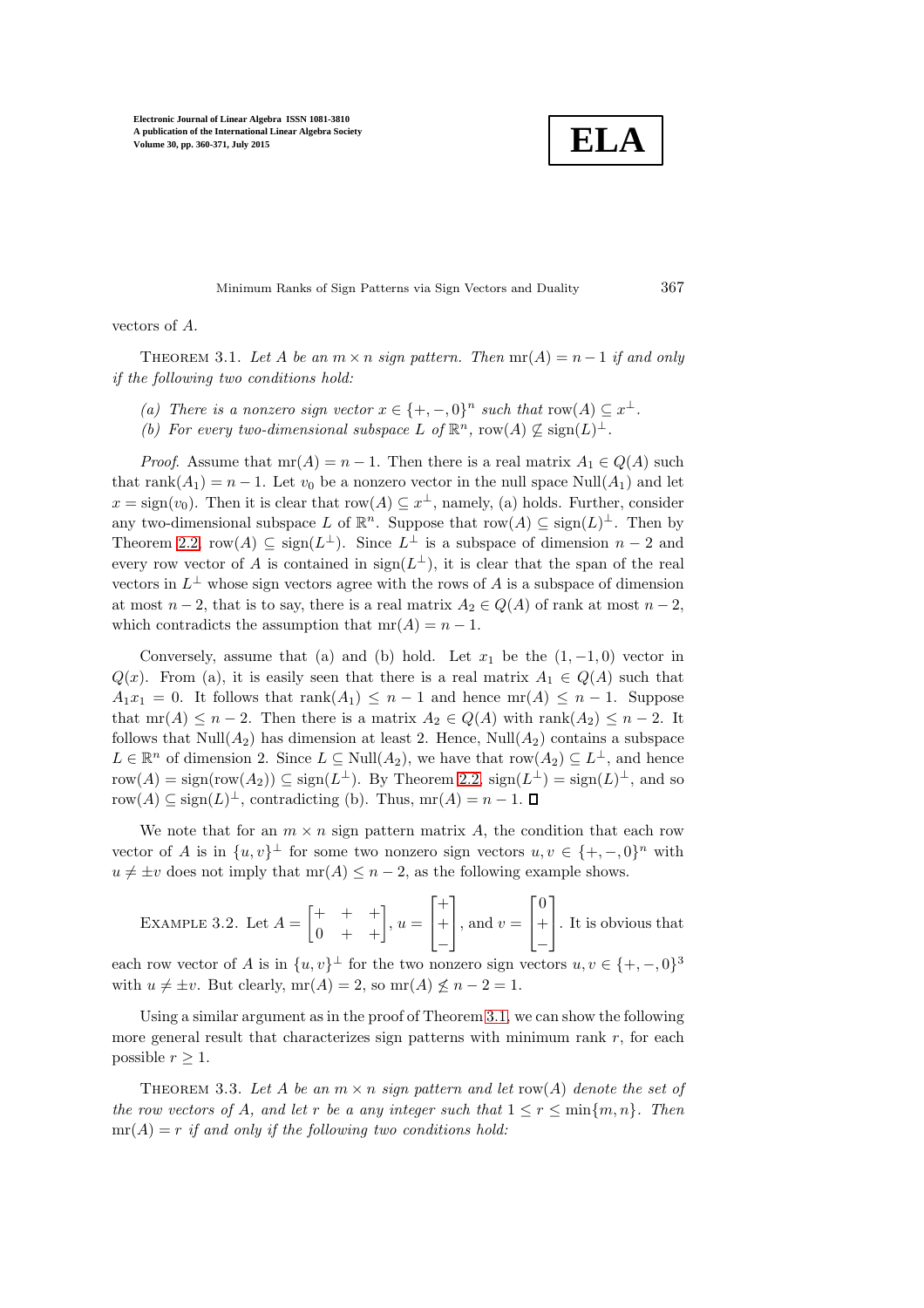vectors of $A$.

Theorem 3.1. *Let $A$ be an $m \times n$ sign pattern. Then $\text{mr}(A) = n - 1$ if and only if the following two conditions hold:*

*(a) There is a nonzero sign vector $x \in \{+, -, 0\}^n$ such that $\text{row}(A) \subseteq x^\perp$.*
*(b) For every two-dimensional subspace $L$ of $\mathbb{R}^n$, $\text{row}(A) \not\subseteq \text{sign}(L)^\perp$.*

*Proof.* Assume that $\text{mr}(A) = n - 1$. Then there is a real matrix $A_1 \in Q(A)$ such that $\text{rank}(A_1) = n - 1$. Let $v_0$ be a nonzero vector in the null space $\text{Null}(A_1)$ and let $x = \text{sign}(v_0)$. Then it is clear that $\text{row}(A) \subseteq x^\perp$, namely, (a) holds. Further, consider any two-dimensional subspace $L$ of $\mathbb{R}^n$. Suppose that $\text{row}(A) \subseteq \text{sign}(L)^\perp$. Then by Theorem 2.2, $\text{row}(A) \subseteq \text{sign}(L^\perp)$. Since $L^\perp$ is a subspace of dimension $n - 2$ and every row vector of $A$ is contained in $\text{sign}(L^\perp)$, it is clear that the span of the real vectors in $L^\perp$ whose sign vectors agree with the rows of $A$ is a subspace of dimension at most $n - 2$, that is to say, there is a real matrix $A_2 \in Q(A)$ of rank at most $n - 2$, which contradicts the assumption that $\text{mr}(A) = n - 1$.

Conversely, assume that (a) and (b) hold. Let $x_1$ be the $(1, -1, 0)$ vector in $Q(x)$. From (a), it is easily seen that there is a real matrix $A_1 \in Q(A)$ such that $A_1 x_1 = 0$. It follows that $\text{rank}(A_1) \leq n - 1$ and hence $\text{mr}(A) \leq n - 1$. Suppose that $\text{mr}(A) \leq n - 2$. Then there is a matrix $A_2 \in Q(A)$ with $\text{rank}(A_2) \leq n - 2$. It follows that $\text{Null}(A_2)$ has dimension at least 2. Hence, $\text{Null}(A_2)$ contains a subspace $L \in \mathbb{R}^n$ of dimension 2. Since $L \subseteq \text{Null}(A_2)$, we have that $\text{row}(A_2) \subseteq L^\perp$, and hence $\text{row}(A) = \text{sign}(\text{row}(A_2)) \subseteq \text{sign}(L^\perp)$. By Theorem 2.2, $\text{sign}(L^\perp) = \text{sign}(L)^\perp$, and so $\text{row}(A) \subseteq \text{sign}(L)^\perp$, contradicting (b). Thus, $\text{mr}(A) = n - 1$. ∎

We note that for an $m \times n$ sign pattern matrix $A$, the condition that each row vector of $A$ is in $\{u, v\}^\perp$ for some two nonzero sign vectors $u, v \in \{+, -, 0\}^n$ with $u \neq \pm v$ does not imply that $\text{mr}(A) \leq n - 2$, as the following example shows.

Example 3.2. Let $A = \begin{bmatrix} + & + & + \\ 0 & + & + \end{bmatrix}$, $u = \begin{bmatrix} + \\ + \\ - \end{bmatrix}$, and $v = \begin{bmatrix} 0 \\ + \\ - \end{bmatrix}$. It is obvious that each row vector of $A$ is in $\{u, v\}^\perp$ for the two nonzero sign vectors $u, v \in \{+, -, 0\}^3$ with $u \neq \pm v$. But clearly, $\text{mr}(A) = 2$, so $\text{mr}(A) \not\leq n - 2 = 1$.

Using a similar argument as in the proof of Theorem 3.1, we can show the following more general result that characterizes sign patterns with minimum rank $r$, for each possible $r \geq 1$.

Theorem 3.3. *Let $A$ be an $m \times n$ sign pattern and let $\text{row}(A)$ denote the set of the row vectors of $A$, and let $r$ be a any integer such that $1 \leq r \leq \min\{m, n\}$. Then $\text{mr}(A) = r$ if and only if the following two conditions hold:*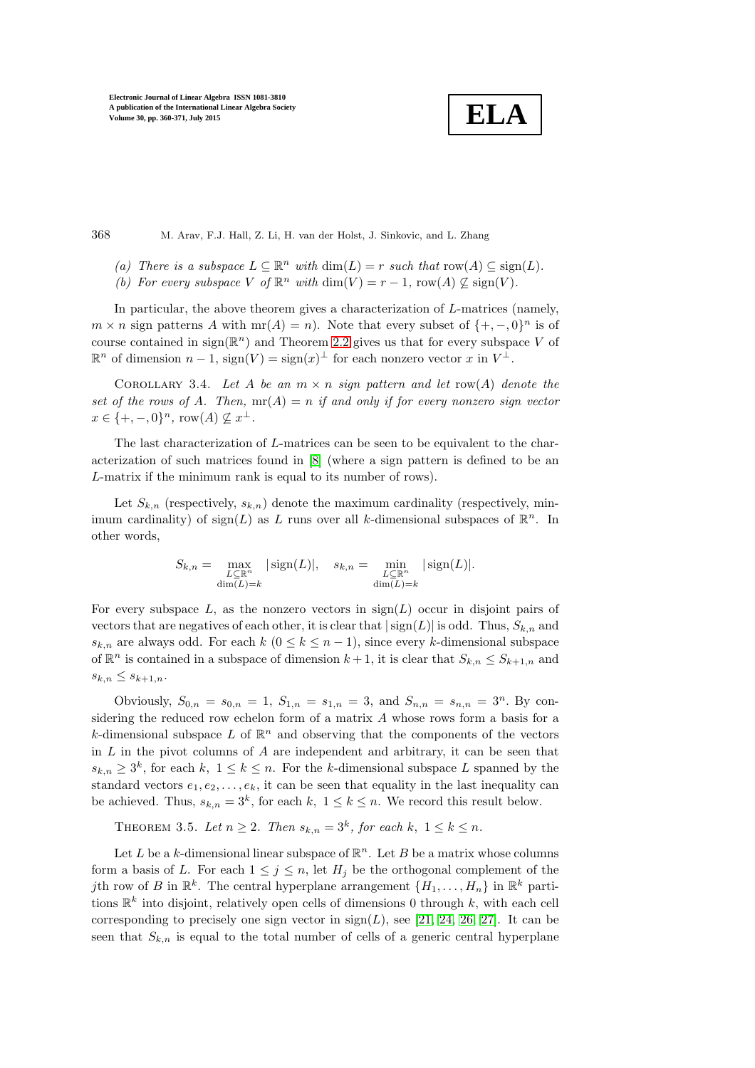(a) *There is a subspace* $L \subseteq \mathbb{R}^n$ *with* $\dim(L) = r$ *such that* $\text{row}(A) \subseteq \text{sign}(L)$.

(b) *For every subspace* $V$ *of* $\mathbb{R}^n$ *with* $\dim(V) = r - 1$, $\text{row}(A) \not\subseteq \text{sign}(V)$.

In particular, the above theorem gives a characterization of $L$-matrices (namely, $m \times n$ sign patterns $A$ with $\text{mr}(A) = n$). Note that every subset of $\{+, -, 0\}^n$ is of course contained in $\text{sign}(\mathbb{R}^n)$ and Theorem 2.2 gives us that for every subspace $V$ of $\mathbb{R}^n$ of dimension $n-1$, $\text{sign}(V) = \text{sign}(x)^\perp$ for each nonzero vector $x$ in $V^\perp$.

Corollary 3.4. *Let* $A$ *be an* $m \times n$ *sign pattern and let* $\text{row}(A)$ *denote the set of the rows of* $A$*. Then,* $\text{mr}(A) = n$ *if and only if for every nonzero sign vector* $x \in \{+, -, 0\}^n$, $\text{row}(A) \not\subseteq x^\perp$.

The last characterization of $L$-matrices can be seen to be equivalent to the characterization of such matrices found in [8] (where a sign pattern is defined to be an $L$-matrix if the minimum rank is equal to its number of rows).

Let $S_{k,n}$ (respectively, $s_{k,n}$) denote the maximum cardinality (respectively, minimum cardinality) of $\text{sign}(L)$ as $L$ runs over all $k$-dimensional subspaces of $\mathbb{R}^n$. In other words,

$$S_{k,n} = \max_{\substack{L \subseteq \mathbb{R}^n \\ \dim(L) = k}} |\text{sign}(L)|, \quad s_{k,n} = \min_{\substack{L \subseteq \mathbb{R}^n \\ \dim(L) = k}} |\text{sign}(L)|.$$

For every subspace $L$, as the nonzero vectors in $\text{sign}(L)$ occur in disjoint pairs of vectors that are negatives of each other, it is clear that $|\text{sign}(L)|$ is odd. Thus, $S_{k,n}$ and $s_{k,n}$ are always odd. For each $k$ $(0 \le k \le n-1)$, since every $k$-dimensional subspace of $\mathbb{R}^n$ is contained in a subspace of dimension $k+1$, it is clear that $S_{k,n} \le S_{k+1,n}$ and $s_{k,n} \le s_{k+1,n}$.

Obviously, $S_{0,n} = s_{0,n} = 1$, $S_{1,n} = s_{1,n} = 3$, and $S_{n,n} = s_{n,n} = 3^n$. By considering the reduced row echelon form of a matrix $A$ whose rows form a basis for a $k$-dimensional subspace $L$ of $\mathbb{R}^n$ and observing that the components of the vectors in $L$ in the pivot columns of $A$ are independent and arbitrary, it can be seen that $s_{k,n} \ge 3^k$, for each $k$, $1 \le k \le n$. For the $k$-dimensional subspace $L$ spanned by the standard vectors $e_1, e_2, \ldots, e_k$, it can be seen that equality in the last inequality can be achieved. Thus, $s_{k,n} = 3^k$, for each $k$, $1 \le k \le n$. We record this result below.

Theorem 3.5. *Let* $n \ge 2$*. Then* $s_{k,n} = 3^k$*, for each* $k$, $1 \le k \le n$.

Let $L$ be a $k$-dimensional linear subspace of $\mathbb{R}^n$. Let $B$ be a matrix whose columns form a basis of $L$. For each $1 \le j \le n$, let $H_j$ be the orthogonal complement of the $j$th row of $B$ in $\mathbb{R}^k$. The central hyperplane arrangement $\{H_1, \ldots, H_n\}$ in $\mathbb{R}^k$ partitions $\mathbb{R}^k$ into disjoint, relatively open cells of dimensions 0 through $k$, with each cell corresponding to precisely one sign vector in $\text{sign}(L)$, see [21, 24, 26, 27]. It can be seen that $S_{k,n}$ is equal to the total number of cells of a generic central hyperplane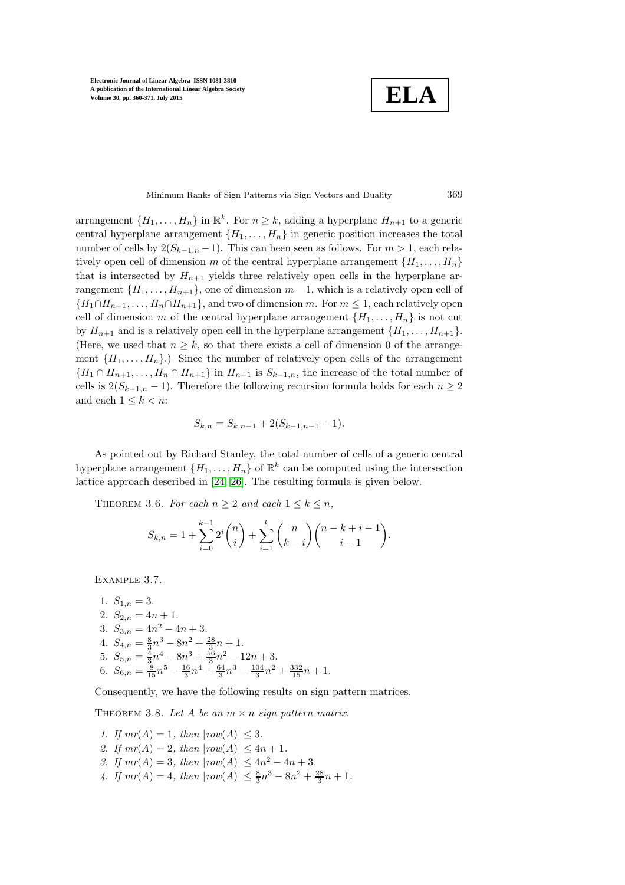arrangement $\{H_1, \ldots, H_n\}$ in $\mathbb{R}^k$. For $n \geq k$, adding a hyperplane $H_{n+1}$ to a generic central hyperplane arrangement $\{H_1, \ldots, H_n\}$ in generic position increases the total number of cells by $2(S_{k-1,n}-1)$. This can been seen as follows. For $m > 1$, each relatively open cell of dimension $m$ of the central hyperplane arrangement $\{H_1, \ldots, H_n\}$ that is intersected by $H_{n+1}$ yields three relatively open cells in the hyperplane arrangement $\{H_1, \ldots, H_{n+1}\}$, one of dimension $m-1$, which is a relatively open cell of $\{H_1 \cap H_{n+1}, \ldots, H_n \cap H_{n+1}\}$, and two of dimension $m$. For $m \leq 1$, each relatively open cell of dimension $m$ of the central hyperplane arrangement $\{H_1, \ldots, H_n\}$ is not cut by $H_{n+1}$ and is a relatively open cell in the hyperplane arrangement $\{H_1, \ldots, H_{n+1}\}$. (Here, we used that $n \geq k$, so that there exists a cell of dimension 0 of the arrangement $\{H_1, \ldots, H_n\}$.) Since the number of relatively open cells of the arrangement $\{H_1 \cap H_{n+1}, \ldots, H_n \cap H_{n+1}\}$ in $H_{n+1}$ is $S_{k-1,n}$, the increase of the total number of cells is $2(S_{k-1,n}-1)$. Therefore the following recursion formula holds for each $n \geq 2$ and each $1 \leq k < n$:

$$S_{k,n} = S_{k,n-1} + 2(S_{k-1,n-1} - 1).$$

As pointed out by Richard Stanley, the total number of cells of a generic central hyperplane arrangement $\{H_1, \ldots, H_n\}$ of $\mathbb{R}^k$ can be computed using the intersection lattice approach described in [24, 26]. The resulting formula is given below.

Theorem 3.6. *For each $n \geq 2$ and each $1 \leq k \leq n$,*

$$S_{k,n} = 1 + \sum_{i=0}^{k-1} 2^i \binom{n}{i} + \sum_{i=1}^{k} \binom{n}{k-i} \binom{n-k+i-1}{i-1}.$$

Example 3.7.

1. $S_{1,n} = 3$.
2. $S_{2,n} = 4n + 1$.
3. $S_{3,n} = 4n^2 - 4n + 3$.
4. $S_{4,n} = \frac{8}{3}n^3 - 8n^2 + \frac{28}{3}n + 1$.
5. $S_{5,n} = \frac{4}{3}n^4 - 8n^3 + \frac{56}{3}n^2 - 12n + 3$.
6. $S_{6,n} = \frac{8}{15}n^5 - \frac{16}{3}n^4 + \frac{64}{3}n^3 - \frac{104}{3}n^2 + \frac{332}{15}n + 1$.

Consequently, we have the following results on sign pattern matrices.

Theorem 3.8. *Let $A$ be an $m \times n$ sign pattern matrix.*

1. *If $mr(A) = 1$, then $|row(A)| \leq 3$.*
2. *If $mr(A) = 2$, then $|row(A)| \leq 4n + 1$.*
3. *If $mr(A) = 3$, then $|row(A)| \leq 4n^2 - 4n + 3$.*
4. *If $mr(A) = 4$, then $|row(A)| \leq \frac{8}{3}n^3 - 8n^2 + \frac{28}{3}n + 1$.*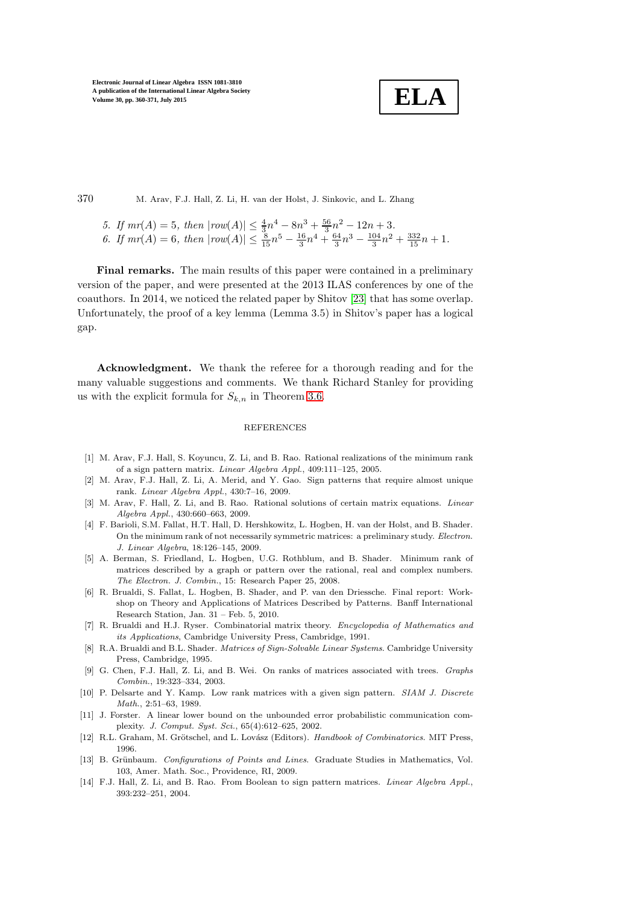5. *If* $mr(A) = 5$*, then* $|row(A)| \leq \frac{4}{3}n^4 - 8n^3 + \frac{56}{3}n^2 - 12n + 3$.
6. *If* $mr(A) = 6$*, then* $|row(A)| \leq \frac{8}{15}n^5 - \frac{16}{3}n^4 + \frac{64}{3}n^3 - \frac{104}{3}n^2 + \frac{332}{15}n + 1$.

**Final remarks.** The main results of this paper were contained in a preliminary version of the paper, and were presented at the 2013 ILAS conferences by one of the coauthors. In 2014, we noticed the related paper by Shitov [23] that has some overlap. Unfortunately, the proof of a key lemma (Lemma 3.5) in Shitov's paper has a logical gap.

**Acknowledgment.** We thank the referee for a thorough reading and for the many valuable suggestions and comments. We thank Richard Stanley for providing us with the explicit formula for $S_{k,n}$ in Theorem 3.6.

## REFERENCES

[1] M. Arav, F.J. Hall, S. Koyuncu, Z. Li, and B. Rao. Rational realizations of the minimum rank of a sign pattern matrix. *Linear Algebra Appl.*, 409:111–125, 2005.

[2] M. Arav, F.J. Hall, Z. Li, A. Merid, and Y. Gao. Sign patterns that require almost unique rank. *Linear Algebra Appl.*, 430:7–16, 2009.

[3] M. Arav, F. Hall, Z. Li, and B. Rao. Rational solutions of certain matrix equations. *Linear Algebra Appl.*, 430:660–663, 2009.

[4] F. Barioli, S.M. Fallat, H.T. Hall, D. Hershkowitz, L. Hogben, H. van der Holst, and B. Shader. On the minimum rank of not necessarily symmetric matrices: a preliminary study. *Electron. J. Linear Algebra*, 18:126–145, 2009.

[5] A. Berman, S. Friedland, L. Hogben, U.G. Rothblum, and B. Shader. Minimum rank of matrices described by a graph or pattern over the rational, real and complex numbers. *The Electron. J. Combin.*, 15: Research Paper 25, 2008.

[6] R. Brualdi, S. Fallat, L. Hogben, B. Shader, and P. van den Driessche. Final report: Workshop on Theory and Applications of Matrices Described by Patterns. Banff International Research Station, Jan. 31 – Feb. 5, 2010.

[7] R. Brualdi and H.J. Ryser. Combinatorial matrix theory. *Encyclopedia of Mathematics and its Applications*, Cambridge University Press, Cambridge, 1991.

[8] R.A. Brualdi and B.L. Shader. *Matrices of Sign-Solvable Linear Systems*. Cambridge University Press, Cambridge, 1995.

[9] G. Chen, F.J. Hall, Z. Li, and B. Wei. On ranks of matrices associated with trees. *Graphs Combin.*, 19:323–334, 2003.

[10] P. Delsarte and Y. Kamp. Low rank matrices with a given sign pattern. *SIAM J. Discrete Math.*, 2:51–63, 1989.

[11] J. Forster. A linear lower bound on the unbounded error probabilistic communication complexity. *J. Comput. Syst. Sci.*, 65(4):612–625, 2002.

[12] R.L. Graham, M. Grötschel, and L. Lovász (Editors). *Handbook of Combinatorics*. MIT Press, 1996.

[13] B. Grünbaum. *Configurations of Points and Lines*. Graduate Studies in Mathematics, Vol. 103, Amer. Math. Soc., Providence, RI, 2009.

[14] F.J. Hall, Z. Li, and B. Rao. From Boolean to sign pattern matrices. *Linear Algebra Appl.*, 393:232–251, 2004.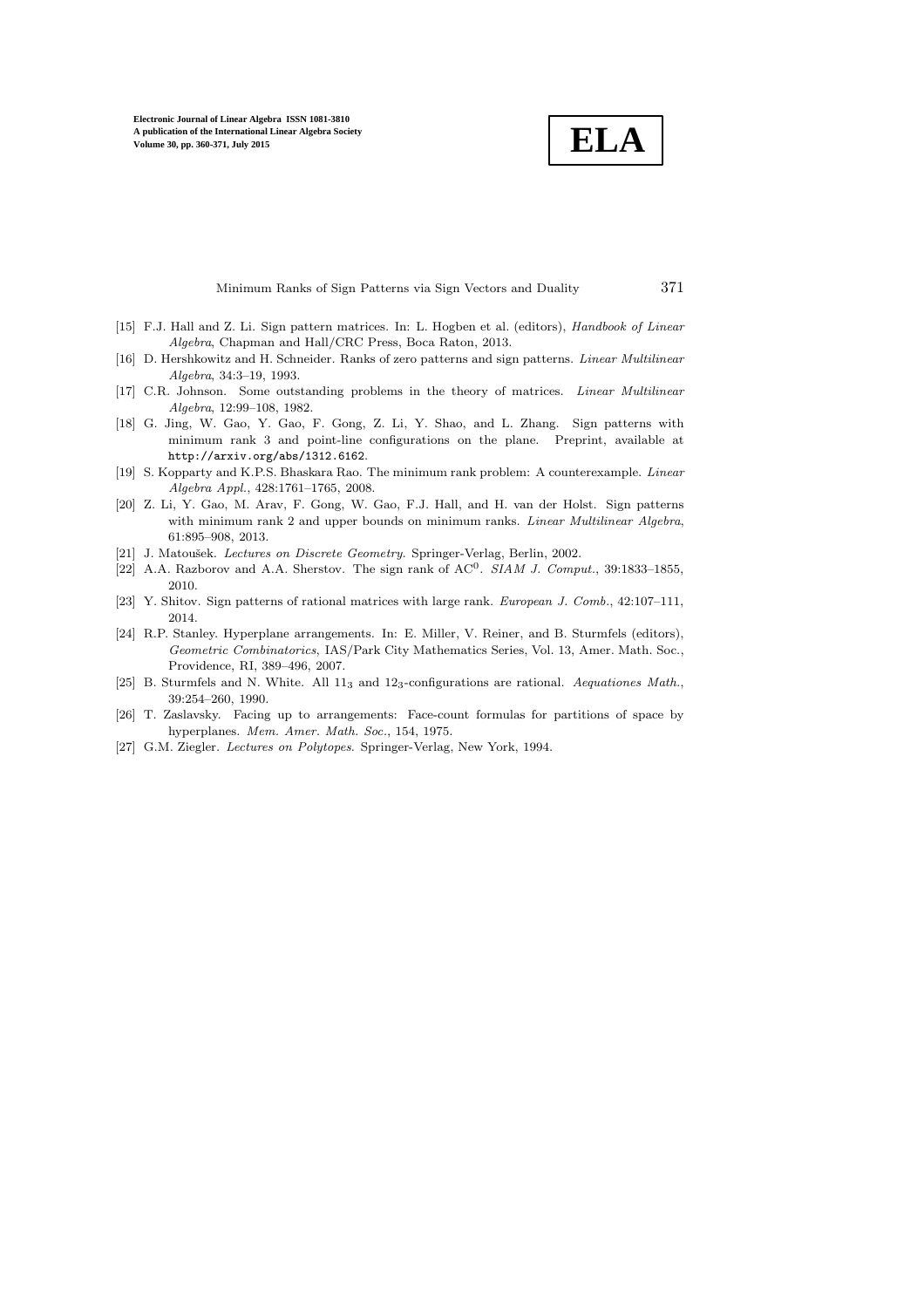[15] F.J. Hall and Z. Li. Sign pattern matrices. In: L. Hogben et al. (editors), *Handbook of Linear Algebra*, Chapman and Hall/CRC Press, Boca Raton, 2013.

[16] D. Hershkowitz and H. Schneider. Ranks of zero patterns and sign patterns. *Linear Multilinear Algebra*, 34:3–19, 1993.

[17] C.R. Johnson. Some outstanding problems in the theory of matrices. *Linear Multilinear Algebra*, 12:99–108, 1982.

[18] G. Jing, W. Gao, Y. Gao, F. Gong, Z. Li, Y. Shao, and L. Zhang. Sign patterns with minimum rank 3 and point-line configurations on the plane. Preprint, available at http://arxiv.org/abs/1312.6162.

[19] S. Kopparty and K.P.S. Bhaskara Rao. The minimum rank problem: A counterexample. *Linear Algebra Appl.*, 428:1761–1765, 2008.

[20] Z. Li, Y. Gao, M. Arav, F. Gong, W. Gao, F.J. Hall, and H. van der Holst. Sign patterns with minimum rank 2 and upper bounds on minimum ranks. *Linear Multilinear Algebra*, 61:895–908, 2013.

[21] J. Matoušek. *Lectures on Discrete Geometry.* Springer-Verlag, Berlin, 2002.

[22] A.A. Razborov and A.A. Sherstov. The sign rank of $\mathrm{AC}^0$. *SIAM J. Comput.*, 39:1833–1855, 2010.

[23] Y. Shitov. Sign patterns of rational matrices with large rank. *European J. Comb.*, 42:107–111, 2014.

[24] R.P. Stanley. Hyperplane arrangements. In: E. Miller, V. Reiner, and B. Sturmfels (editors), *Geometric Combinatorics*, IAS/Park City Mathematics Series, Vol. 13, Amer. Math. Soc., Providence, RI, 389–496, 2007.

[25] B. Sturmfels and N. White. All $11_3$ and $12_3$-configurations are rational. *Aequationes Math.*, 39:254–260, 1990.

[26] T. Zaslavsky. Facing up to arrangements: Face-count formulas for partitions of space by hyperplanes. *Mem. Amer. Math. Soc.*, 154, 1975.

[27] G.M. Ziegler. *Lectures on Polytopes*. Springer-Verlag, New York, 1994.